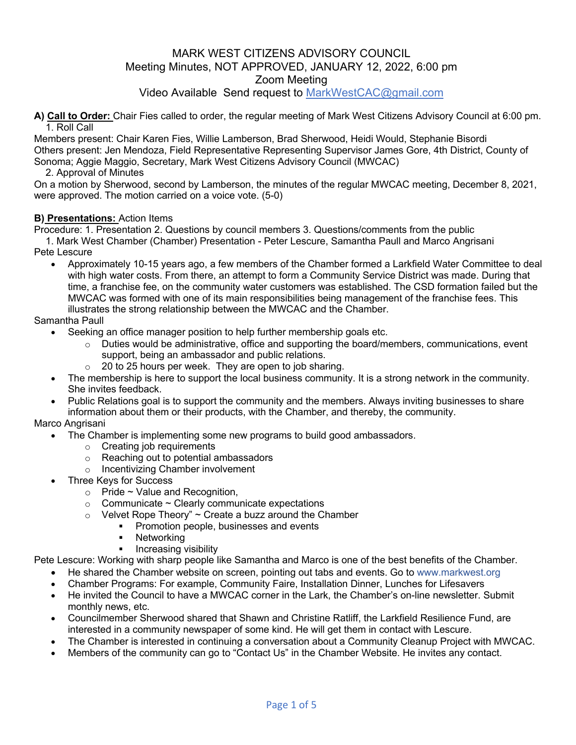MARK WEST CITIZENS ADVISORY COUNCIL
Meeting Minutes, NOT APPROVED, JANUARY 12, 2022, 6:00 pm
Zoom Meeting
Video Available Send request to MarkWestCAC@gmail.com

**A) Call to Order:** Chair Fies called to order, the regular meeting of Mark West Citizens Advisory Council at 6:00 pm.

1. Roll Call

Members present: Chair Karen Fies, Willie Lamberson, Brad Sherwood, Heidi Would, Stephanie Bisordi
Others present: Jen Mendoza, Field Representative Representing Supervisor James Gore, 4th District, County of Sonoma; Aggie Maggio, Secretary, Mark West Citizens Advisory Council (MWCAC)

2. Approval of Minutes

On a motion by Sherwood, second by Lamberson, the minutes of the regular MWCAC meeting, December 8, 2021, were approved. The motion carried on a voice vote. (5-0)

**B) Presentations:** Action Items

Procedure: 1. Presentation 2. Questions by council members 3. Questions/comments from the public

1. Mark West Chamber (Chamber) Presentation - Peter Lescure, Samantha Paull and Marco Angrisani

Pete Lescure

- Approximately 10-15 years ago, a few members of the Chamber formed a Larkfield Water Committee to deal with high water costs. From there, an attempt to form a Community Service District was made. During that time, a franchise fee, on the community water customers was established. The CSD formation failed but the MWCAC was formed with one of its main responsibilities being management of the franchise fees. This illustrates the strong relationship between the MWCAC and the Chamber.

Samantha Paull

- Seeking an office manager position to help further membership goals etc.
  - Duties would be administrative, office and supporting the board/members, communications, event support, being an ambassador and public relations.
  - 20 to 25 hours per week. They are open to job sharing.
- The membership is here to support the local business community. It is a strong network in the community. She invites feedback.
- Public Relations goal is to support the community and the members. Always inviting businesses to share information about them or their products, with the Chamber, and thereby, the community.

Marco Angrisani

- The Chamber is implementing some new programs to build good ambassadors.
  - Creating job requirements
  - Reaching out to potential ambassadors
  - Incentivizing Chamber involvement
- Three Keys for Success
  - Pride ~ Value and Recognition,
  - Communicate ~ Clearly communicate expectations
  - Velvet Rope Theory" ~ Create a buzz around the Chamber
    - Promotion people, businesses and events
    - Networking
    - Increasing visibility

Pete Lescure: Working with sharp people like Samantha and Marco is one of the best benefits of the Chamber.

- He shared the Chamber website on screen, pointing out tabs and events. Go to www.markwest.org
- Chamber Programs: For example, Community Faire, Installation Dinner, Lunches for Lifesavers
- He invited the Council to have a MWCAC corner in the Lark, the Chamber's on-line newsletter. Submit monthly news, etc.
- Councilmember Sherwood shared that Shawn and Christine Ratliff, the Larkfield Resilience Fund, are interested in a community newspaper of some kind. He will get them in contact with Lescure.
- The Chamber is interested in continuing a conversation about a Community Cleanup Project with MWCAC.
- Members of the community can go to "Contact Us" in the Chamber Website. He invites any contact.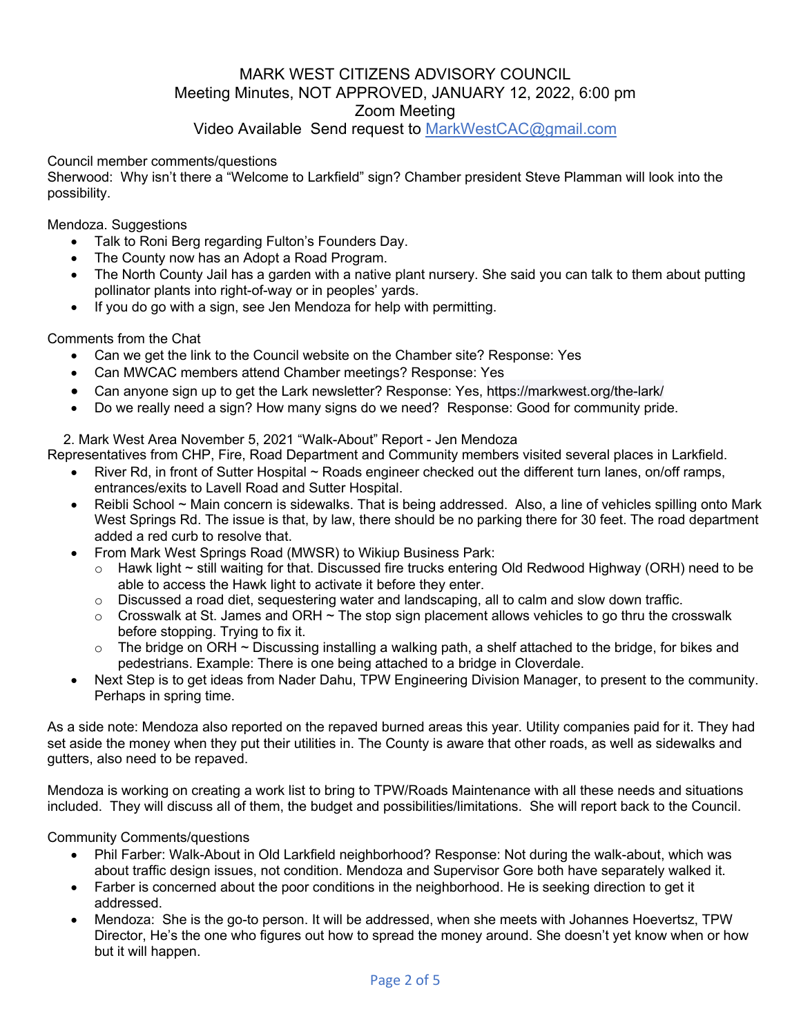MARK WEST CITIZENS ADVISORY COUNCIL
Meeting Minutes, NOT APPROVED, JANUARY 12, 2022, 6:00 pm
Zoom Meeting
Video Available Send request to MarkWestCAC@gmail.com

Council member comments/questions

Sherwood: Why isn't there a "Welcome to Larkfield" sign? Chamber president Steve Plamman will look into the possibility.

Mendoza. Suggestions

- Talk to Roni Berg regarding Fulton's Founders Day.
- The County now has an Adopt a Road Program.
- The North County Jail has a garden with a native plant nursery. She said you can talk to them about putting pollinator plants into right-of-way or in peoples' yards.
- If you do go with a sign, see Jen Mendoza for help with permitting.

Comments from the Chat

- Can we get the link to the Council website on the Chamber site? Response: Yes
- Can MWCAC members attend Chamber meetings? Response: Yes
- Can anyone sign up to get the Lark newsletter? Response: Yes, https://markwest.org/the-lark/
- Do we really need a sign? How many signs do we need? Response: Good for community pride.

2. Mark West Area November 5, 2021 "Walk-About" Report - Jen Mendoza

Representatives from CHP, Fire, Road Department and Community members visited several places in Larkfield.

- River Rd, in front of Sutter Hospital ~ Roads engineer checked out the different turn lanes, on/off ramps, entrances/exits to Lavell Road and Sutter Hospital.
- Reibli School ~ Main concern is sidewalks. That is being addressed. Also, a line of vehicles spilling onto Mark West Springs Rd. The issue is that, by law, there should be no parking there for 30 feet. The road department added a red curb to resolve that.
- From Mark West Springs Road (MWSR) to Wikiup Business Park:
  - Hawk light ~ still waiting for that. Discussed fire trucks entering Old Redwood Highway (ORH) need to be able to access the Hawk light to activate it before they enter.
  - Discussed a road diet, sequestering water and landscaping, all to calm and slow down traffic.
  - Crosswalk at St. James and ORH ~ The stop sign placement allows vehicles to go thru the crosswalk before stopping. Trying to fix it.
  - The bridge on ORH ~ Discussing installing a walking path, a shelf attached to the bridge, for bikes and pedestrians. Example: There is one being attached to a bridge in Cloverdale.
- Next Step is to get ideas from Nader Dahu, TPW Engineering Division Manager, to present to the community. Perhaps in spring time.

As a side note: Mendoza also reported on the repaved burned areas this year. Utility companies paid for it. They had set aside the money when they put their utilities in. The County is aware that other roads, as well as sidewalks and gutters, also need to be repaved.

Mendoza is working on creating a work list to bring to TPW/Roads Maintenance with all these needs and situations included. They will discuss all of them, the budget and possibilities/limitations. She will report back to the Council.

Community Comments/questions

- Phil Farber: Walk-About in Old Larkfield neighborhood? Response: Not during the walk-about, which was about traffic design issues, not condition. Mendoza and Supervisor Gore both have separately walked it.
- Farber is concerned about the poor conditions in the neighborhood. He is seeking direction to get it addressed.
- Mendoza: She is the go-to person. It will be addressed, when she meets with Johannes Hoevertsz, TPW Director, He's the one who figures out how to spread the money around. She doesn't yet know when or how but it will happen.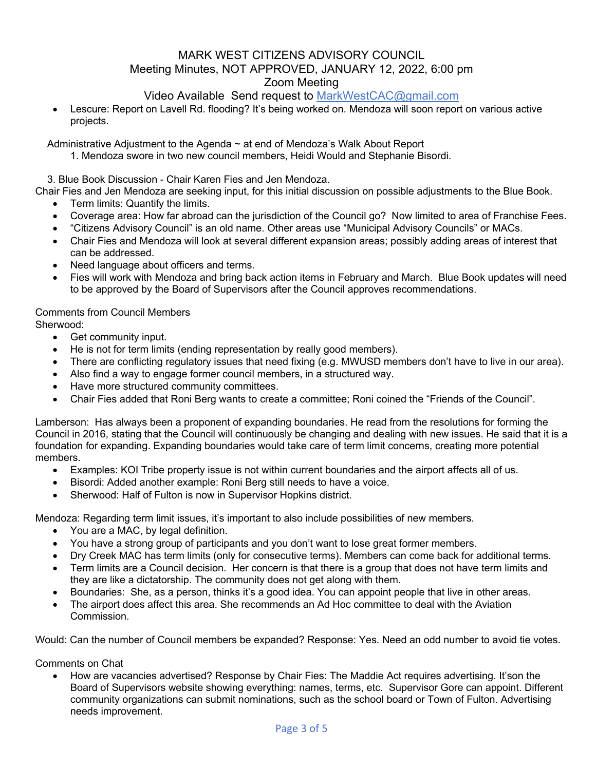MARK WEST CITIZENS ADVISORY COUNCIL
Meeting Minutes, NOT APPROVED, JANUARY 12, 2022, 6:00 pm
Zoom Meeting
Video Available Send request to MarkWestCAC@gmail.com

- Lescure: Report on Lavell Rd. flooding? It's being worked on. Mendoza will soon report on various active projects.

Administrative Adjustment to the Agenda ~ at end of Mendoza's Walk About Report

1. Mendoza swore in two new council members, Heidi Would and Stephanie Bisordi.

3. Blue Book Discussion - Chair Karen Fies and Jen Mendoza.

Chair Fies and Jen Mendoza are seeking input, for this initial discussion on possible adjustments to the Blue Book.

- Term limits: Quantify the limits.
- Coverage area: How far abroad can the jurisdiction of the Council go? Now limited to area of Franchise Fees.
- "Citizens Advisory Council" is an old name. Other areas use "Municipal Advisory Councils" or MACs.
- Chair Fies and Mendoza will look at several different expansion areas; possibly adding areas of interest that can be addressed.
- Need language about officers and terms.
- Fies will work with Mendoza and bring back action items in February and March. Blue Book updates will need to be approved by the Board of Supervisors after the Council approves recommendations.

Comments from Council Members

Sherwood:

- Get community input.
- He is not for term limits (ending representation by really good members).
- There are conflicting regulatory issues that need fixing (e.g. MWUSD members don't have to live in our area).
- Also find a way to engage former council members, in a structured way.
- Have more structured community committees.
- Chair Fies added that Roni Berg wants to create a committee; Roni coined the "Friends of the Council".

Lamberson: Has always been a proponent of expanding boundaries. He read from the resolutions for forming the Council in 2016, stating that the Council will continuously be changing and dealing with new issues. He said that it is a foundation for expanding. Expanding boundaries would take care of term limit concerns, creating more potential members.

- Examples: KOI Tribe property issue is not within current boundaries and the airport affects all of us.
- Bisordi: Added another example: Roni Berg still needs to have a voice.
- Sherwood: Half of Fulton is now in Supervisor Hopkins district.

Mendoza: Regarding term limit issues, it's important to also include possibilities of new members.

- You are a MAC, by legal definition.
- You have a strong group of participants and you don't want to lose great former members.
- Dry Creek MAC has term limits (only for consecutive terms). Members can come back for additional terms.
- Term limits are a Council decision. Her concern is that there is a group that does not have term limits and they are like a dictatorship. The community does not get along with them.
- Boundaries: She, as a person, thinks it's a good idea. You can appoint people that live in other areas.
- The airport does affect this area. She recommends an Ad Hoc committee to deal with the Aviation Commission.

Would: Can the number of Council members be expanded? Response: Yes. Need an odd number to avoid tie votes.

Comments on Chat

- How are vacancies advertised? Response by Chair Fies: The Maddie Act requires advertising. It'son the Board of Supervisors website showing everything: names, terms, etc. Supervisor Gore can appoint. Different community organizations can submit nominations, such as the school board or Town of Fulton. Advertising needs improvement.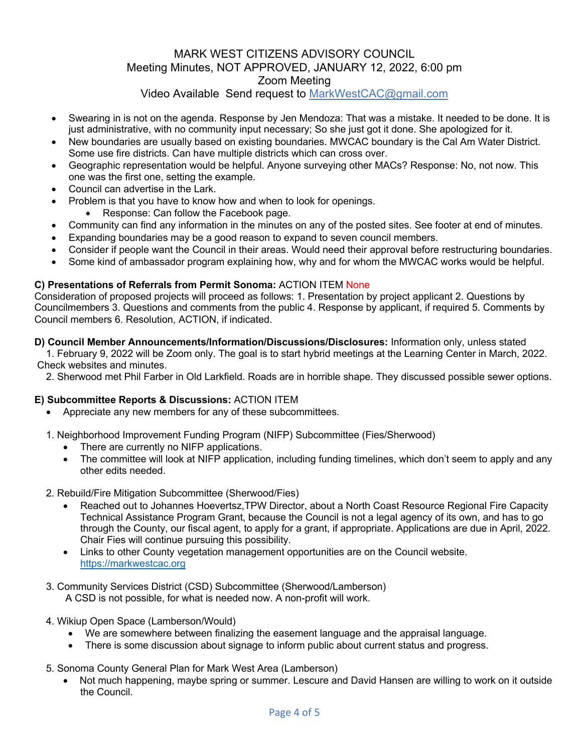MARK WEST CITIZENS ADVISORY COUNCIL
Meeting Minutes, NOT APPROVED, JANUARY 12, 2022, 6:00 pm
Zoom Meeting
Video Available Send request to MarkWestCAC@gmail.com

- Swearing in is not on the agenda. Response by Jen Mendoza: That was a mistake. It needed to be done. It is just administrative, with no community input necessary; So she just got it done. She apologized for it.
- New boundaries are usually based on existing boundaries. MWCAC boundary is the Cal Am Water District. Some use fire districts. Can have multiple districts which can cross over.
- Geographic representation would be helpful. Anyone surveying other MACs? Response: No, not now. This one was the first one, setting the example.
- Council can advertise in the Lark.
- Problem is that you have to know how and when to look for openings.
    - Response: Can follow the Facebook page.
- Community can find any information in the minutes on any of the posted sites. See footer at end of minutes.
- Expanding boundaries may be a good reason to expand to seven council members.
- Consider if people want the Council in their areas. Would need their approval before restructuring boundaries.
- Some kind of ambassador program explaining how, why and for whom the MWCAC works would be helpful.

**C) Presentations of Referrals from Permit Sonoma:** ACTION ITEM None
Consideration of proposed projects will proceed as follows: 1. Presentation by project applicant 2. Questions by Councilmembers 3. Questions and comments from the public 4. Response by applicant, if required 5. Comments by Council members 6. Resolution, ACTION, if indicated.

**D) Council Member Announcements/Information/Discussions/Disclosures:** Information only, unless stated

1. February 9, 2022 will be Zoom only. The goal is to start hybrid meetings at the Learning Center in March, 2022. Check websites and minutes.
2. Sherwood met Phil Farber in Old Larkfield. Roads are in horrible shape. They discussed possible sewer options.

**E) Subcommittee Reports & Discussions:** ACTION ITEM

- Appreciate any new members for any of these subcommittees.

1. Neighborhood Improvement Funding Program (NIFP) Subcommittee (Fies/Sherwood)
    - There are currently no NIFP applications.
    - The committee will look at NIFP application, including funding timelines, which don't seem to apply and any other edits needed.

2. Rebuild/Fire Mitigation Subcommittee (Sherwood/Fies)
    - Reached out to Johannes Hoevertsz,TPW Director, about a North Coast Resource Regional Fire Capacity Technical Assistance Program Grant, because the Council is not a legal agency of its own, and has to go through the County, our fiscal agent, to apply for a grant, if appropriate. Applications are due in April, 2022. Chair Fies will continue pursuing this possibility.
    - Links to other County vegetation management opportunities are on the Council website. https://markwestcac.org

3. Community Services District (CSD) Subcommittee (Sherwood/Lamberson)
   A CSD is not possible, for what is needed now. A non-profit will work.

4. Wikiup Open Space (Lamberson/Would)
    - We are somewhere between finalizing the easement language and the appraisal language.
    - There is some discussion about signage to inform public about current status and progress.

5. Sonoma County General Plan for Mark West Area (Lamberson)
    - Not much happening, maybe spring or summer. Lescure and David Hansen are willing to work on it outside the Council.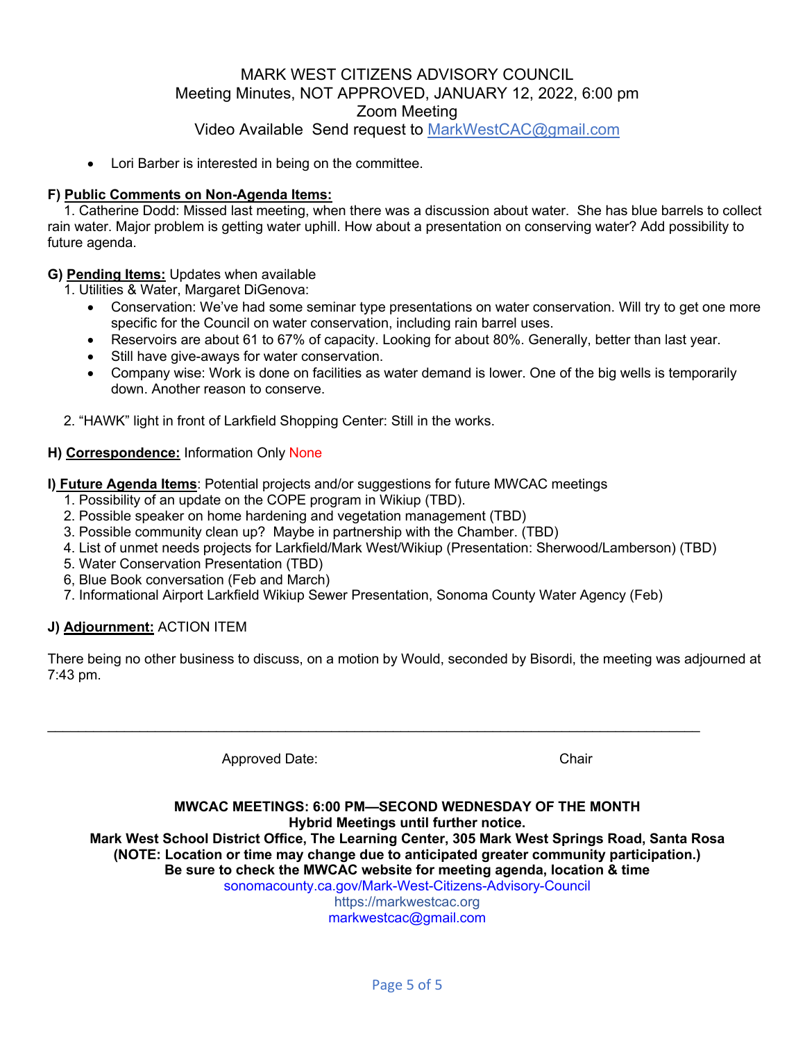MARK WEST CITIZENS ADVISORY COUNCIL
Meeting Minutes, NOT APPROVED, JANUARY 12, 2022, 6:00 pm
Zoom Meeting
Video Available Send request to MarkWestCAC@gmail.com

- Lori Barber is interested in being on the committee.

**F) Public Comments on Non-Agenda Items:**

1. Catherine Dodd: Missed last meeting, when there was a discussion about water. She has blue barrels to collect rain water. Major problem is getting water uphill. How about a presentation on conserving water? Add possibility to future agenda.

**G) Pending Items:** Updates when available

1. Utilities & Water, Margaret DiGenova:
   - Conservation: We've had some seminar type presentations on water conservation. Will try to get one more specific for the Council on water conservation, including rain barrel uses.
   - Reservoirs are about 61 to 67% of capacity. Looking for about 80%. Generally, better than last year.
   - Still have give-aways for water conservation.
   - Company wise: Work is done on facilities as water demand is lower. One of the big wells is temporarily down. Another reason to conserve.

2. "HAWK" light in front of Larkfield Shopping Center: Still in the works.

**H) Correspondence:** Information Only None

**I) Future Agenda Items**: Potential projects and/or suggestions for future MWCAC meetings

1. Possibility of an update on the COPE program in Wikiup (TBD).
2. Possible speaker on home hardening and vegetation management (TBD)
3. Possible community clean up? Maybe in partnership with the Chamber. (TBD)
4. List of unmet needs projects for Larkfield/Mark West/Wikiup (Presentation: Sherwood/Lamberson) (TBD)
5. Water Conservation Presentation (TBD)
6, Blue Book conversation (Feb and March)
7. Informational Airport Larkfield Wikiup Sewer Presentation, Sonoma County Water Agency (Feb)

**J) Adjournment:** ACTION ITEM

There being no other business to discuss, on a motion by Would, seconded by Bisordi, the meeting was adjourned at 7:43 pm.

\_\_\_\_\_\_\_\_\_\_\_\_\_\_\_\_\_\_\_\_\_\_\_\_\_\_\_\_\_\_\_\_\_\_\_\_\_\_\_\_\_\_\_\_\_\_\_\_\_\_\_\_\_\_\_\_\_\_\_\_\_\_\_\_

Approved Date: Chair

**MWCAC MEETINGS: 6:00 PM—SECOND WEDNESDAY OF THE MONTH**
**Hybrid Meetings until further notice.**
**Mark West School District Office, The Learning Center, 305 Mark West Springs Road, Santa Rosa**
**(NOTE: Location or time may change due to anticipated greater community participation.)**
**Be sure to check the MWCAC website for meeting agenda, location & time**

sonomacounty.ca.gov/Mark-West-Citizens-Advisory-Council
https://markwestcac.org
markwestcac@gmail.com